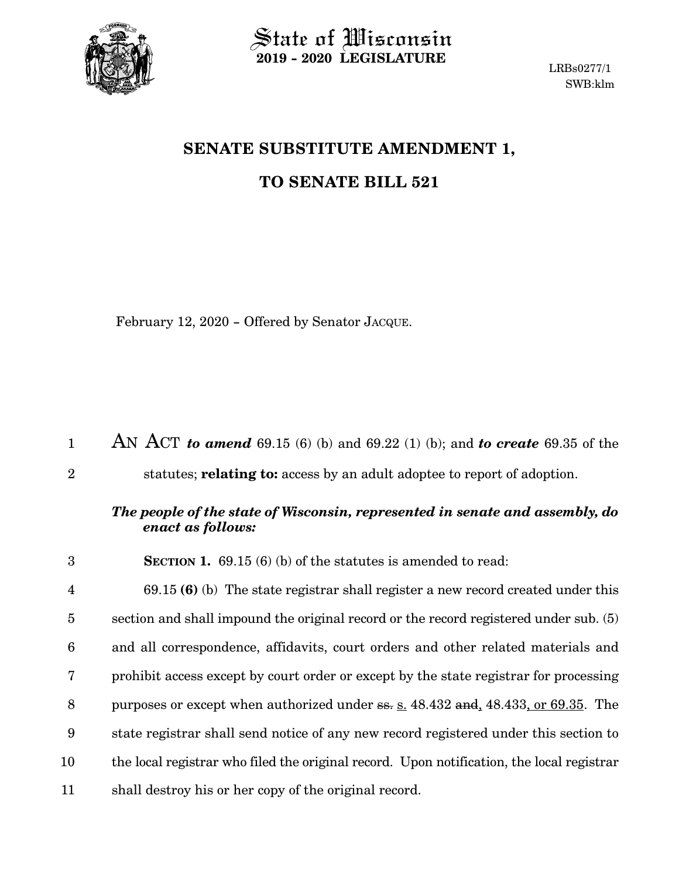State of Wisconsin
**2019 - 2020 LEGISLATURE**

LRBs0277/1
SWB:klm

## SENATE SUBSTITUTE AMENDMENT 1,

## TO SENATE BILL 521

February 12, 2020 – Offered by Senator JACQUE.

1 AN ACT ***to amend*** 69.15 (6) (b) and 69.22 (1) (b); and ***to create*** 69.35 of the
2 statutes; **relating to:** access by an adult adoptee to report of adoption.

***The people of the state of Wisconsin, represented in senate and assembly, do enact as follows:***

3 **SECTION 1.** 69.15 (6) (b) of the statutes is amended to read:

4 69.15 **(6)** (b) The state registrar shall register a new record created under this
5 section and shall impound the original record or the record registered under sub. (5)
6 and all correspondence, affidavits, court orders and other related materials and
7 prohibit access except by court order or except by the state registrar for processing
8 purposes or except when authorized under ~~ss.~~ s. 48.432 ~~and~~, 48.433, or 69.35. The
9 state registrar shall send notice of any new record registered under this section to
10 the local registrar who filed the original record. Upon notification, the local registrar
11 shall destroy his or her copy of the original record.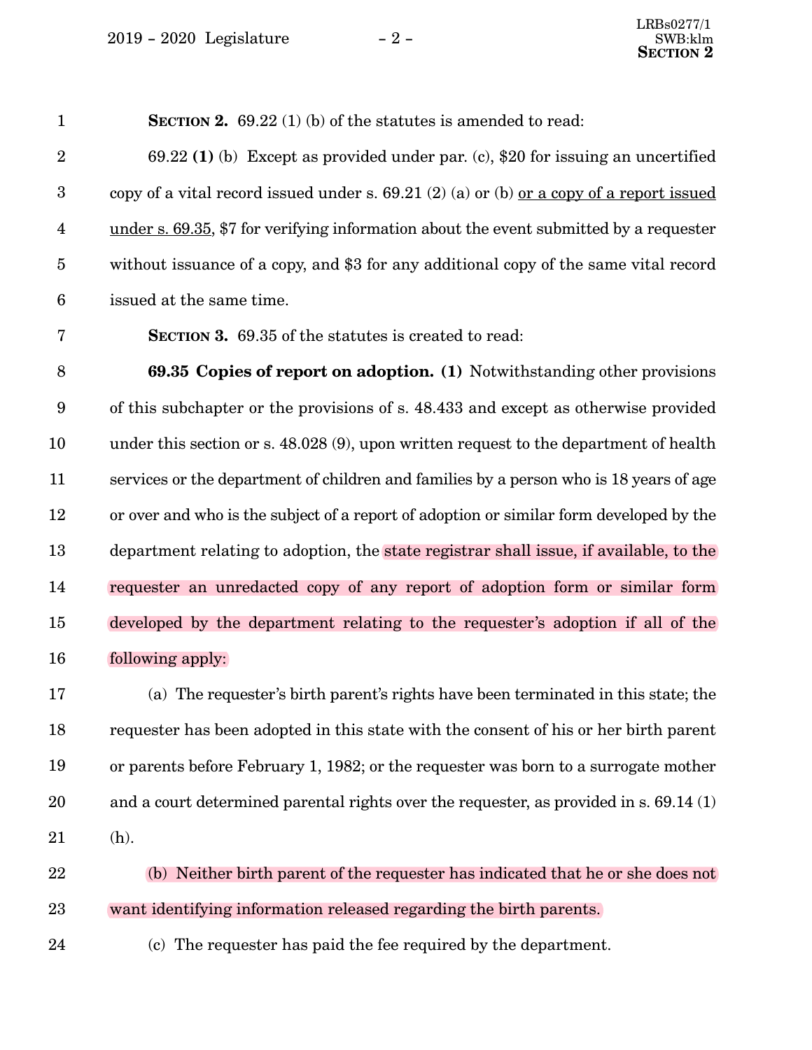**SECTION 2.** 69.22 (1) (b) of the statutes is amended to read:

69.22 **(1)** (b) Except as provided under par. (c), $20 for issuing an uncertified copy of a vital record issued under s. 69.21 (2) (a) or (b) <u>or a copy of a report issued under s. 69.35</u>, $7 for verifying information about the event submitted by a requester without issuance of a copy, and $3 for any additional copy of the same vital record issued at the same time.

**SECTION 3.** 69.35 of the statutes is created to read:

**69.35 Copies of report on adoption. (1)** Notwithstanding other provisions of this subchapter or the provisions of s. 48.433 and except as otherwise provided under this section or s. 48.028 (9), upon written request to the department of health services or the department of children and families by a person who is 18 years of age or over and who is the subject of a report of adoption or similar form developed by the department relating to adoption, the state registrar shall issue, if available, to the requester an unredacted copy of any report of adoption form or similar form developed by the department relating to the requester's adoption if all of the following apply:

(a) The requester's birth parent's rights have been terminated in this state; the requester has been adopted in this state with the consent of his or her birth parent or parents before February 1, 1982; or the requester was born to a surrogate mother and a court determined parental rights over the requester, as provided in s. 69.14 (1) (h).

(b) Neither birth parent of the requester has indicated that he or she does not want identifying information released regarding the birth parents.

(c) The requester has paid the fee required by the department.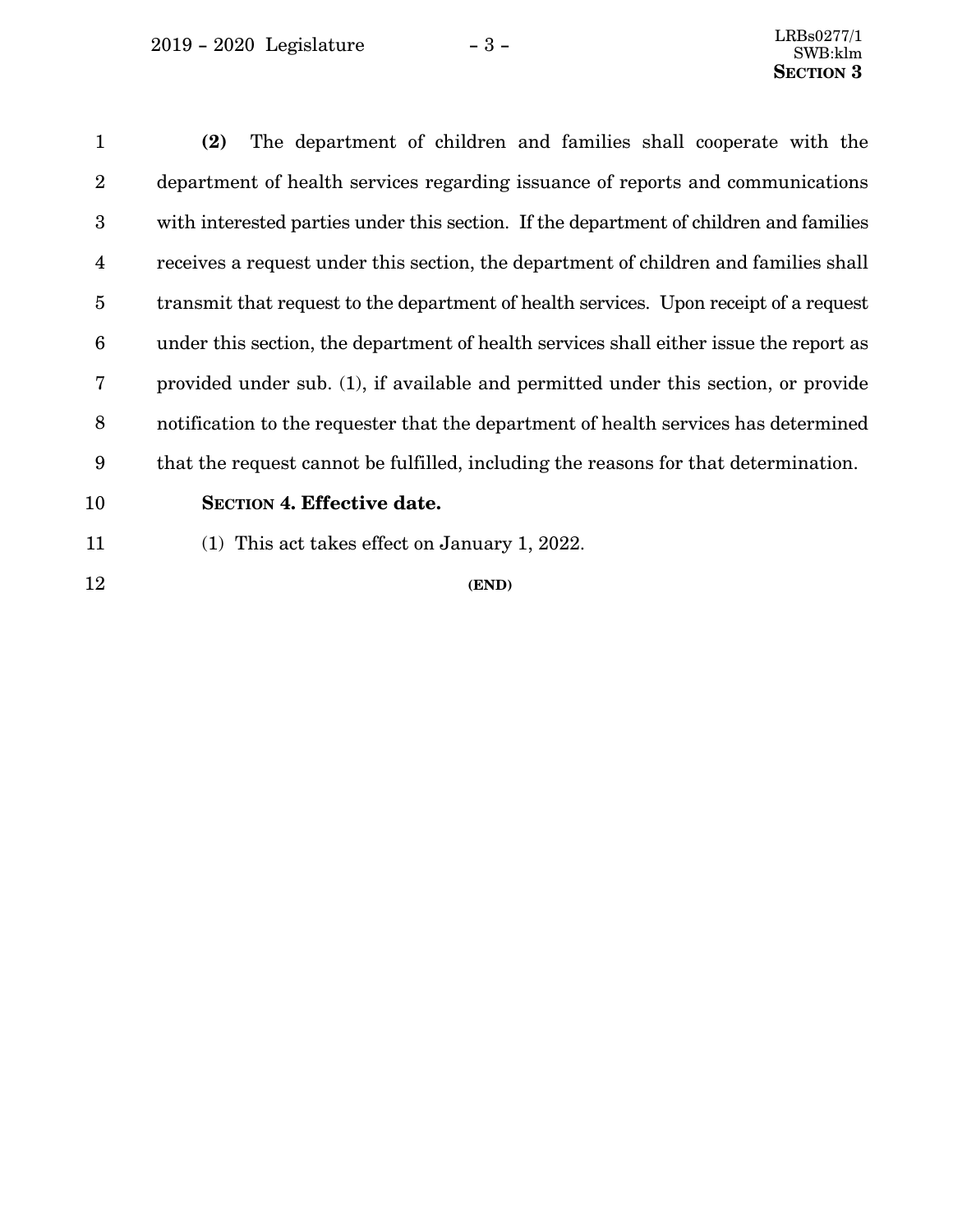**(2)** The department of children and families shall cooperate with the department of health services regarding issuance of reports and communications with interested parties under this section. If the department of children and families receives a request under this section, the department of children and families shall transmit that request to the department of health services. Upon receipt of a request under this section, the department of health services shall either issue the report as provided under sub. (1), if available and permitted under this section, or provide notification to the requester that the department of health services has determined that the request cannot be fulfilled, including the reasons for that determination.

**SECTION 4. Effective date.**

(1) This act takes effect on January 1, 2022.

**(END)**